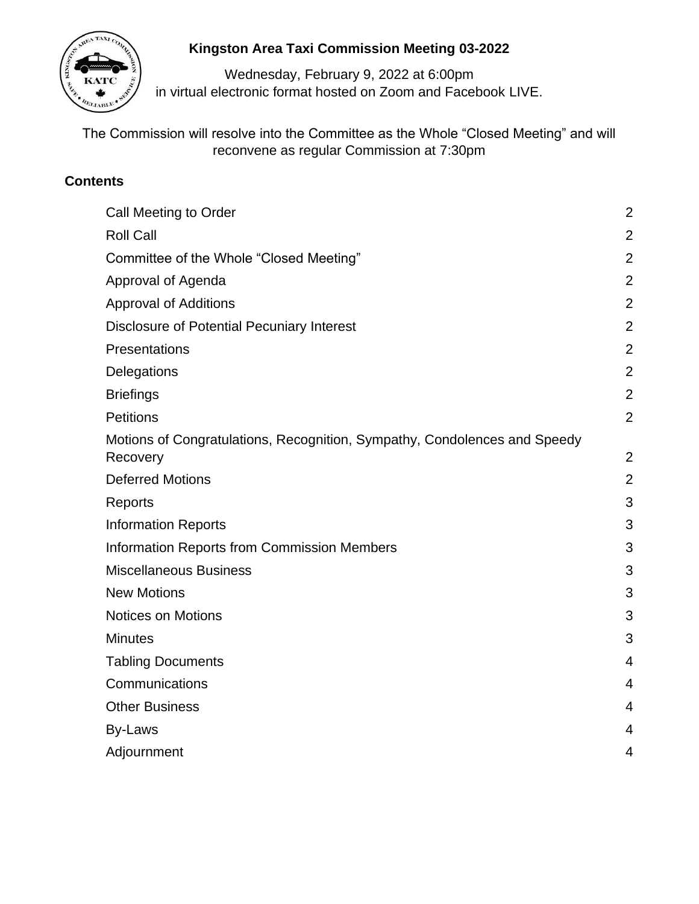# Kingston Area Taxi Commission Meeting 03-2022

Wednesday, February 9, 2022 at 6:00pm
in virtual electronic format hosted on Zoom and Facebook LIVE.

The Commission will resolve into the Committee as the Whole "Closed Meeting" and will reconvene as regular Commission at 7:30pm

## Contents

| | |
|---|---|
| Call Meeting to Order | 2 |
| Roll Call | 2 |
| Committee of the Whole "Closed Meeting" | 2 |
| Approval of Agenda | 2 |
| Approval of Additions | 2 |
| Disclosure of Potential Pecuniary Interest | 2 |
| Presentations | 2 |
| Delegations | 2 |
| Briefings | 2 |
| Petitions | 2 |
| Motions of Congratulations, Recognition, Sympathy, Condolences and Speedy Recovery | 2 |
| Deferred Motions | 2 |
| Reports | 3 |
| Information Reports | 3 |
| Information Reports from Commission Members | 3 |
| Miscellaneous Business | 3 |
| New Motions | 3 |
| Notices on Motions | 3 |
| Minutes | 3 |
| Tabling Documents | 4 |
| Communications | 4 |
| Other Business | 4 |
| By-Laws | 4 |
| Adjournment | 4 |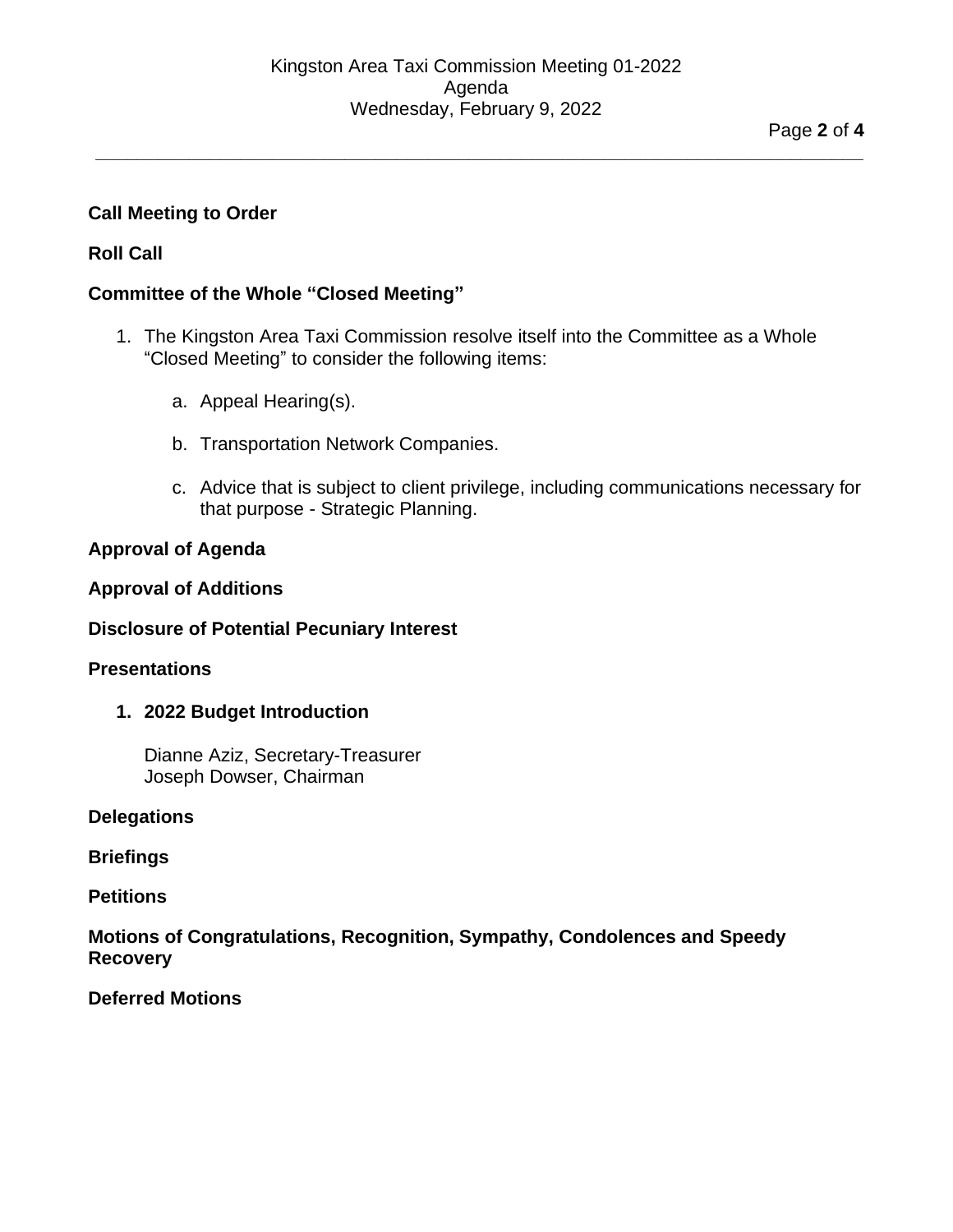**Call Meeting to Order**

**Roll Call**

**Committee of the Whole "Closed Meeting"**

1. The Kingston Area Taxi Commission resolve itself into the Committee as a Whole "Closed Meeting" to consider the following items:

    a. Appeal Hearing(s).

    b. Transportation Network Companies.

    c. Advice that is subject to client privilege, including communications necessary for that purpose - Strategic Planning.

**Approval of Agenda**

**Approval of Additions**

**Disclosure of Potential Pecuniary Interest**

**Presentations**

1. **2022 Budget Introduction**

    Dianne Aziz, Secretary-Treasurer
    Joseph Dowser, Chairman

**Delegations**

**Briefings**

**Petitions**

**Motions of Congratulations, Recognition, Sympathy, Condolences and Speedy Recovery**

**Deferred Motions**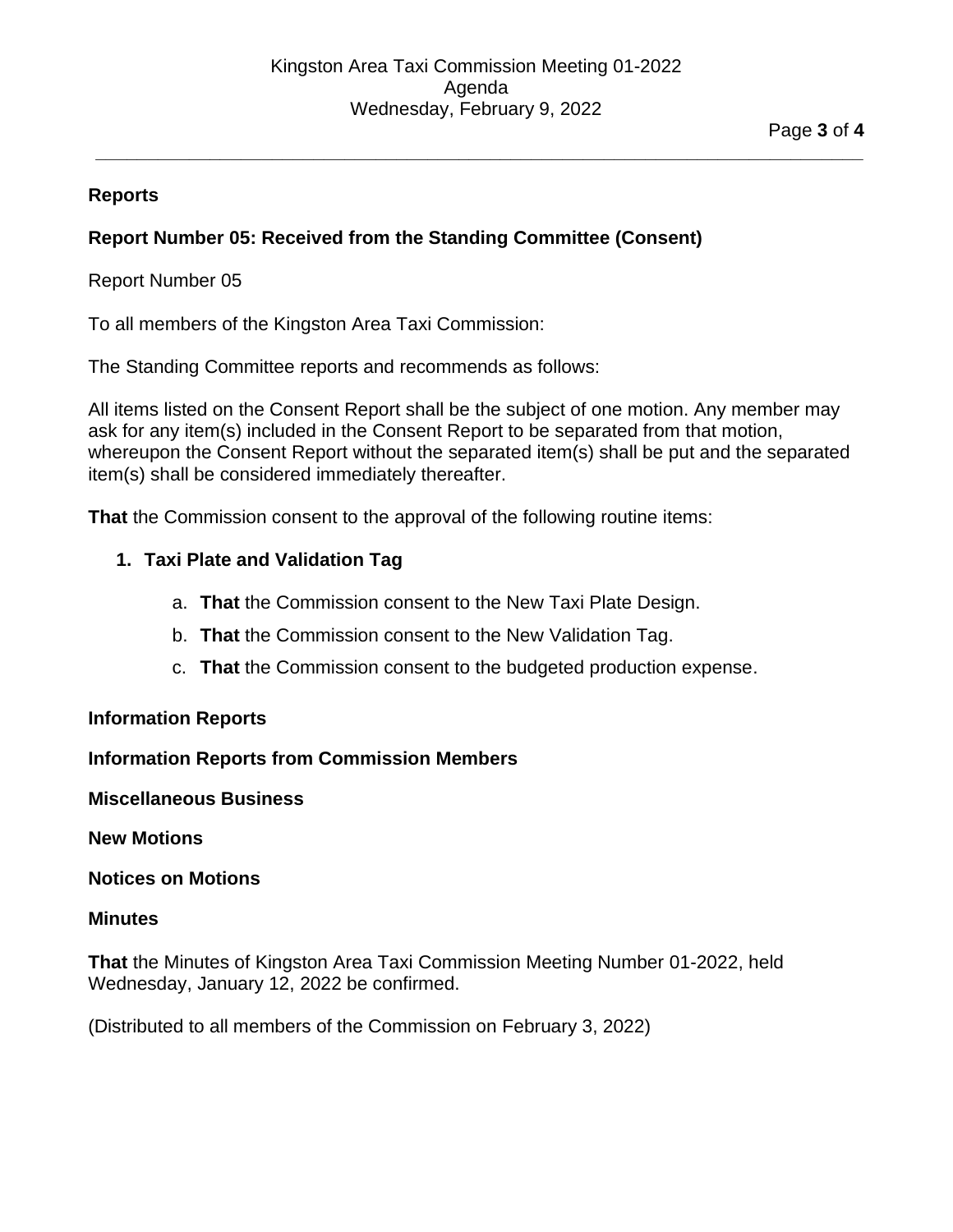## Reports

### Report Number 05: Received from the Standing Committee (Consent)

Report Number 05

To all members of the Kingston Area Taxi Commission:

The Standing Committee reports and recommends as follows:

All items listed on the Consent Report shall be the subject of one motion. Any member may ask for any item(s) included in the Consent Report to be separated from that motion, whereupon the Consent Report without the separated item(s) shall be put and the separated item(s) shall be considered immediately thereafter.

**That** the Commission consent to the approval of the following routine items:

1. **Taxi Plate and Validation Tag**

   a. **That** the Commission consent to the New Taxi Plate Design.

   b. **That** the Commission consent to the New Validation Tag.

   c. **That** the Commission consent to the budgeted production expense.

## Information Reports

## Information Reports from Commission Members

## Miscellaneous Business

## New Motions

## Notices on Motions

## Minutes

**That** the Minutes of Kingston Area Taxi Commission Meeting Number 01-2022, held Wednesday, January 12, 2022 be confirmed.

(Distributed to all members of the Commission on February 3, 2022)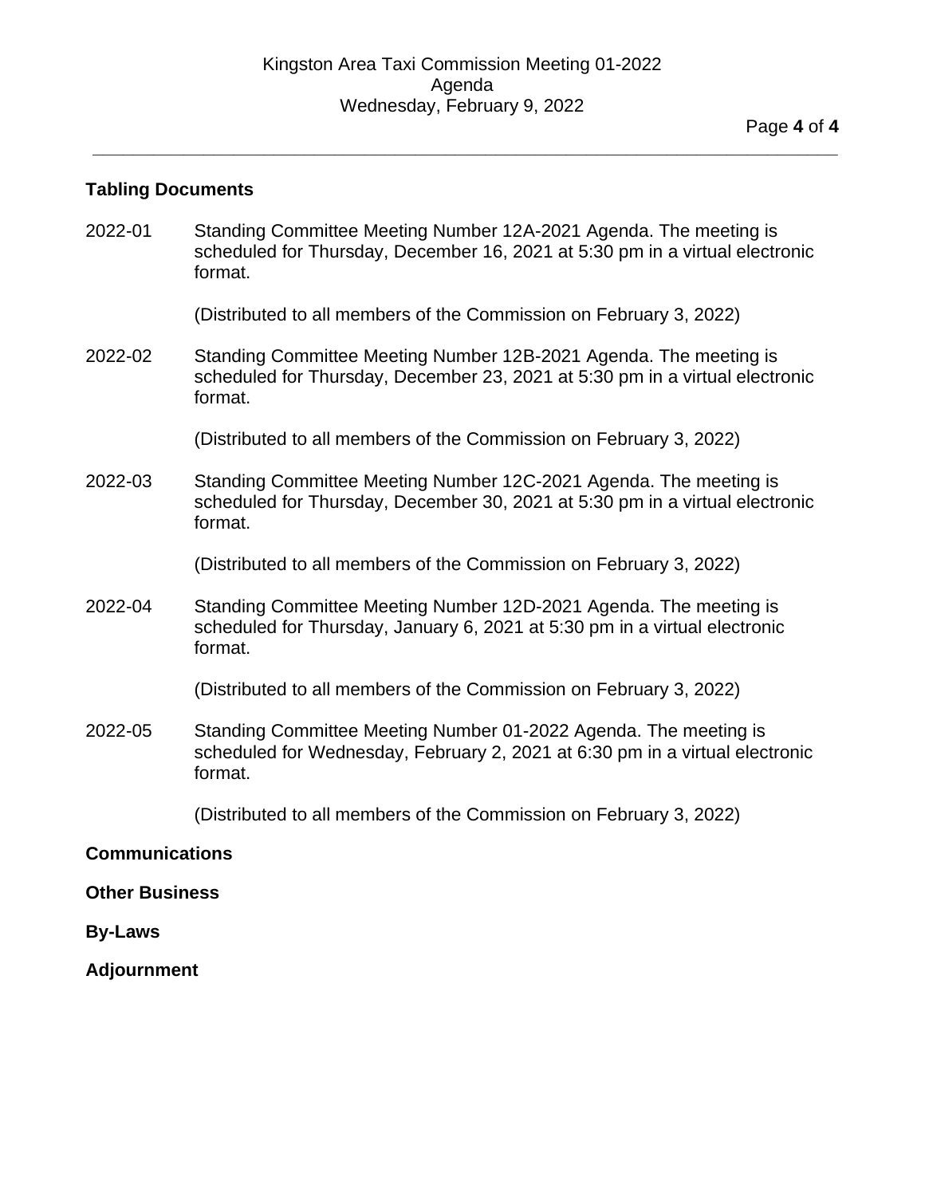## Tabling Documents

2022-01 Standing Committee Meeting Number 12A-2021 Agenda. The meeting is scheduled for Thursday, December 16, 2021 at 5:30 pm in a virtual electronic format.

(Distributed to all members of the Commission on February 3, 2022)

2022-02 Standing Committee Meeting Number 12B-2021 Agenda. The meeting is scheduled for Thursday, December 23, 2021 at 5:30 pm in a virtual electronic format.

(Distributed to all members of the Commission on February 3, 2022)

2022-03 Standing Committee Meeting Number 12C-2021 Agenda. The meeting is scheduled for Thursday, December 30, 2021 at 5:30 pm in a virtual electronic format.

(Distributed to all members of the Commission on February 3, 2022)

2022-04 Standing Committee Meeting Number 12D-2021 Agenda. The meeting is scheduled for Thursday, January 6, 2021 at 5:30 pm in a virtual electronic format.

(Distributed to all members of the Commission on February 3, 2022)

2022-05 Standing Committee Meeting Number 01-2022 Agenda. The meeting is scheduled for Wednesday, February 2, 2021 at 6:30 pm in a virtual electronic format.

(Distributed to all members of the Commission on February 3, 2022)

## Communications

## Other Business

## By-Laws

## Adjournment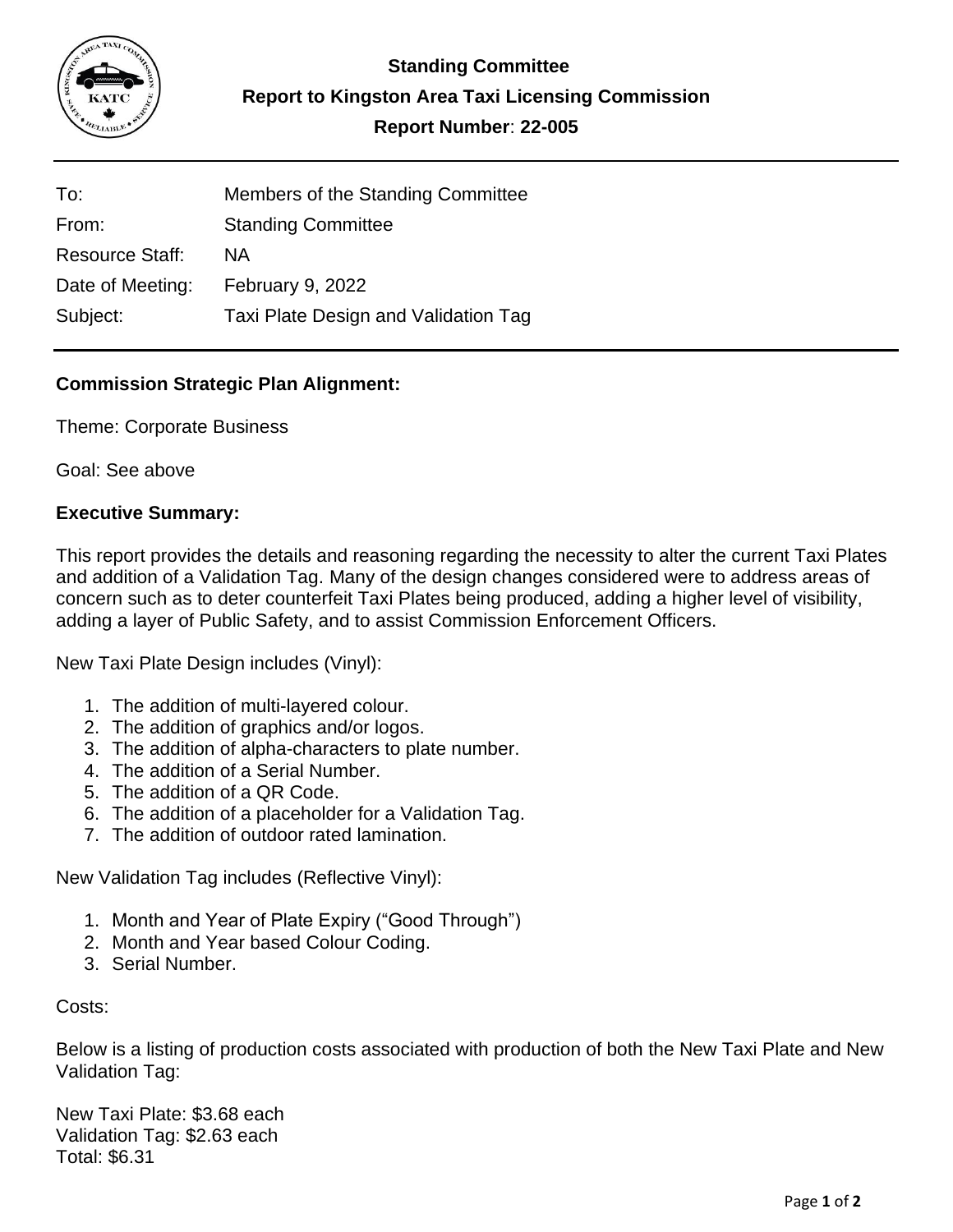**Standing Committee**

**Report to Kingston Area Taxi Licensing Commission**

**Report Number: 22-005**

| | |
|---|---|
| To: | Members of the Standing Committee |
| From: | Standing Committee |
| Resource Staff: | NA |
| Date of Meeting: | February 9, 2022 |
| Subject: | Taxi Plate Design and Validation Tag |

**Commission Strategic Plan Alignment:**

Theme: Corporate Business

Goal: See above

**Executive Summary:**

This report provides the details and reasoning regarding the necessity to alter the current Taxi Plates and addition of a Validation Tag. Many of the design changes considered were to address areas of concern such as to deter counterfeit Taxi Plates being produced, adding a higher level of visibility, adding a layer of Public Safety, and to assist Commission Enforcement Officers.

New Taxi Plate Design includes (Vinyl):

1. The addition of multi-layered colour.
2. The addition of graphics and/or logos.
3. The addition of alpha-characters to plate number.
4. The addition of a Serial Number.
5. The addition of a QR Code.
6. The addition of a placeholder for a Validation Tag.
7. The addition of outdoor rated lamination.

New Validation Tag includes (Reflective Vinyl):

1. Month and Year of Plate Expiry ("Good Through")
2. Month and Year based Colour Coding.
3. Serial Number.

Costs:

Below is a listing of production costs associated with production of both the New Taxi Plate and New Validation Tag:

New Taxi Plate: $3.68 each
Validation Tag: $2.63 each
Total: $6.31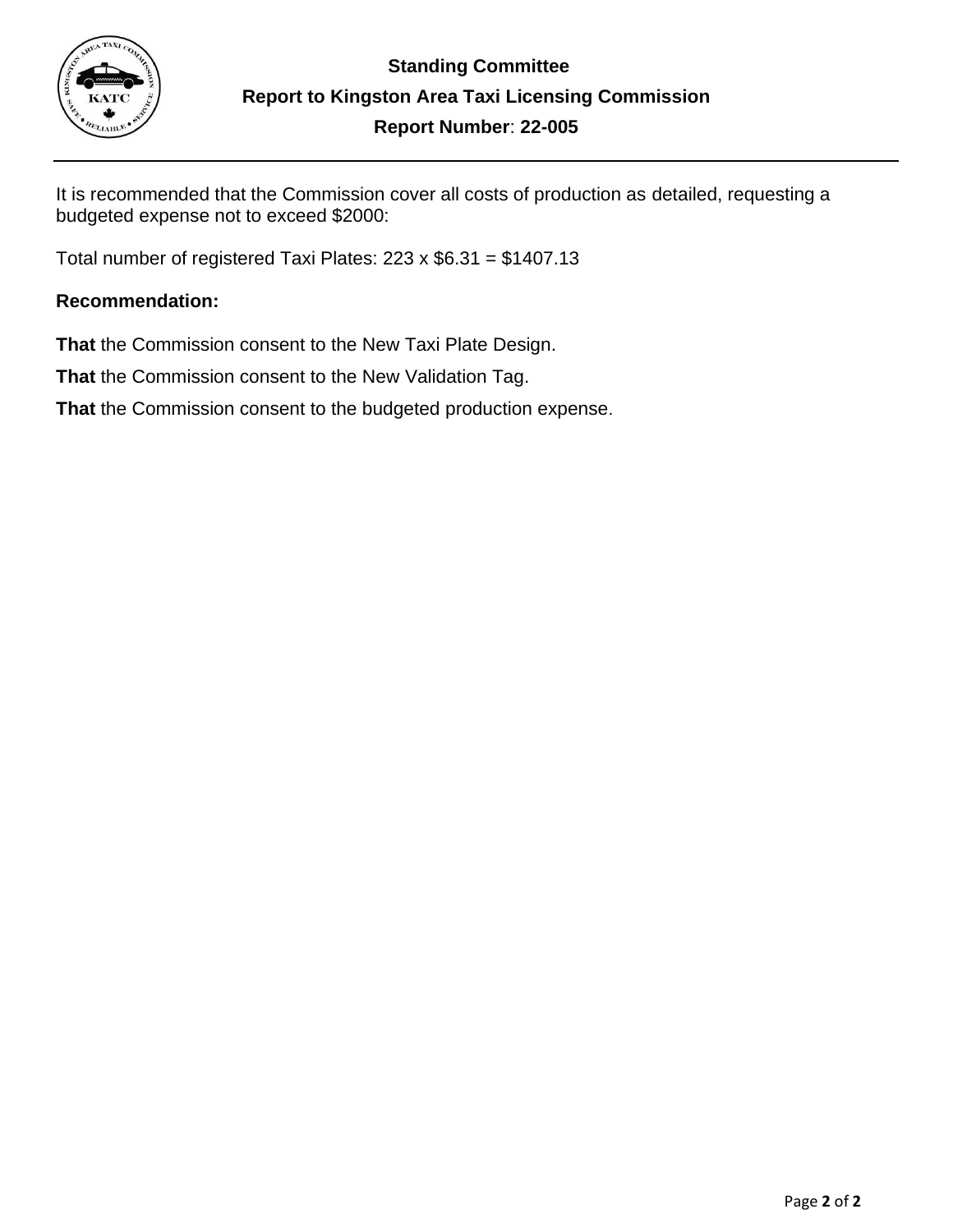It is recommended that the Commission cover all costs of production as detailed, requesting a budgeted expense not to exceed $2000:

Total number of registered Taxi Plates: 223 x $6.31 = $1407.13

**Recommendation:**

**That** the Commission consent to the New Taxi Plate Design.

**That** the Commission consent to the New Validation Tag.

**That** the Commission consent to the budgeted production expense.